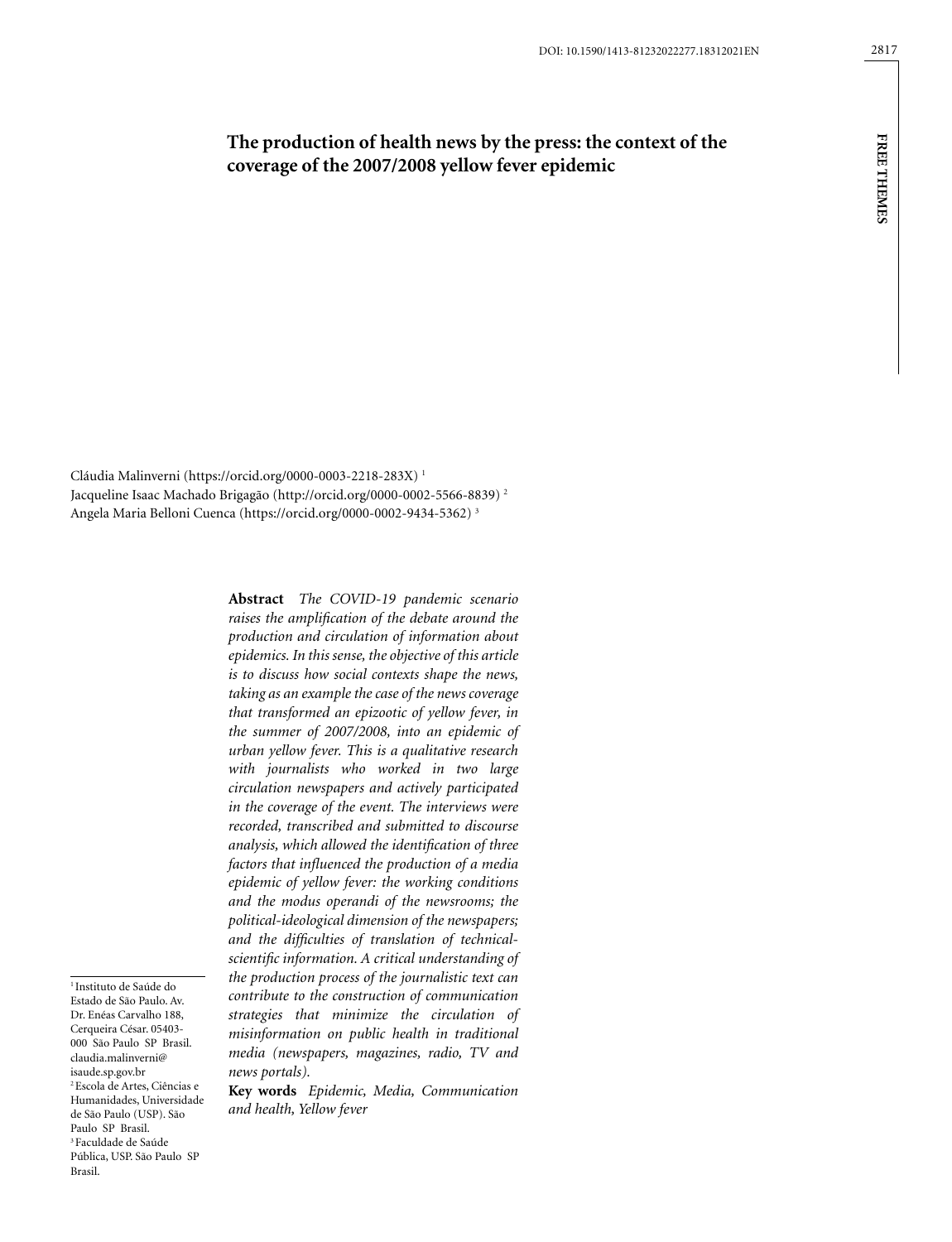# The production of health news by the press: the context of the coverage of the 2007/2008 yellow fever epidemic

Cláudia Malinverni (https://orcid.org/0000-0003-2218-283X) [1]
Jacqueline Isaac Machado Brigagão (http://orcid.org/0000-0002-5566-8839) [2]
Angela Maria Belloni Cuenca (https://orcid.org/0000-0002-9434-5362) [3]

**Abstract** *The COVID-19 pandemic scenario raises the amplification of the debate around the production and circulation of information about epidemics. In this sense, the objective of this article is to discuss how social contexts shape the news, taking as an example the case of the news coverage that transformed an epizootic of yellow fever, in the summer of 2007/2008, into an epidemic of urban yellow fever. This is a qualitative research with journalists who worked in two large circulation newspapers and actively participated in the coverage of the event. The interviews were recorded, transcribed and submitted to discourse analysis, which allowed the identification of three factors that influenced the production of a media epidemic of yellow fever: the working conditions and the modus operandi of the newsrooms; the political-ideological dimension of the newspapers; and the difficulties of translation of technical-scientific information. A critical understanding of the production process of the journalistic text can contribute to the construction of communication strategies that minimize the circulation of misinformation on public health in traditional media (newspapers, magazines, radio, TV and news portals).*

**Key words** *Epidemic, Media, Communication and health, Yellow fever*

[1] Instituto de Saúde do Estado de São Paulo. Av. Dr. Enéas Carvalho 188, Cerqueira César. 05403-000 São Paulo SP Brasil. claudia.malinverni@isaude.sp.gov.br
[2] Escola de Artes, Ciências e Humanidades, Universidade de São Paulo (USP). São Paulo SP Brasil.
[3] Faculdade de Saúde Pública, USP. São Paulo SP Brasil.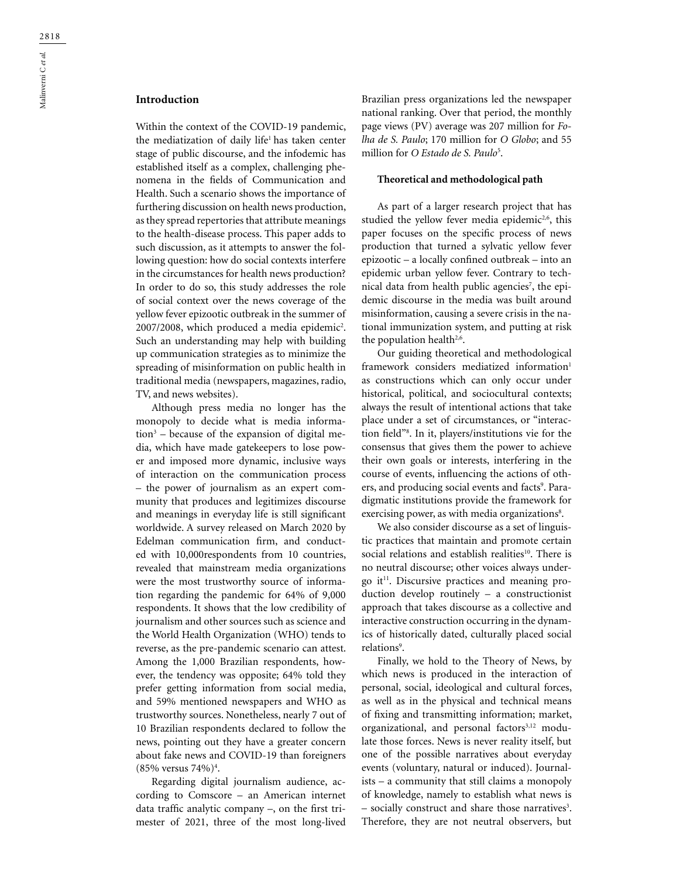## Introduction

Within the context of the COVID-19 pandemic, the mediatization of daily life[1] has taken center stage of public discourse, and the infodemic has established itself as a complex, challenging phenomena in the fields of Communication and Health. Such a scenario shows the importance of furthering discussion on health news production, as they spread repertories that attribute meanings to the health-disease process. This paper adds to such discussion, as it attempts to answer the following question: how do social contexts interfere in the circumstances for health news production? In order to do so, this study addresses the role of social context over the news coverage of the yellow fever epizootic outbreak in the summer of 2007/2008, which produced a media epidemic[2]. Such an understanding may help with building up communication strategies as to minimize the spreading of misinformation on public health in traditional media (newspapers, magazines, radio, TV, and news websites).

Although press media no longer has the monopoly to decide what is media information[3] – because of the expansion of digital media, which have made gatekeepers to lose power and imposed more dynamic, inclusive ways of interaction on the communication process – the power of journalism as an expert community that produces and legitimizes discourse and meanings in everyday life is still significant worldwide. A survey released on March 2020 by Edelman communication firm, and conducted with 10,000respondents from 10 countries, revealed that mainstream media organizations were the most trustworthy source of information regarding the pandemic for 64% of 9,000 respondents. It shows that the low credibility of journalism and other sources such as science and the World Health Organization (WHO) tends to reverse, as the pre-pandemic scenario can attest. Among the 1,000 Brazilian respondents, however, the tendency was opposite; 64% told they prefer getting information from social media, and 59% mentioned newspapers and WHO as trustworthy sources. Nonetheless, nearly 7 out of 10 Brazilian respondents declared to follow the news, pointing out they have a greater concern about fake news and COVID-19 than foreigners (85% versus 74%)[4].

Regarding digital journalism audience, according to Comscore – an American internet data traffic analytic company –, on the first trimester of 2021, three of the most long-lived Brazilian press organizations led the newspaper national ranking. Over that period, the monthly page views (PV) average was 207 million for *Folha de S. Paulo*; 170 million for *O Globo*; and 55 million for *O Estado de S. Paulo*[5].

### Theoretical and methodological path

As part of a larger research project that has studied the yellow fever media epidemic[2,6], this paper focuses on the specific process of news production that turned a sylvatic yellow fever epizootic – a locally confined outbreak – into an epidemic urban yellow fever. Contrary to technical data from health public agencies[7], the epidemic discourse in the media was built around misinformation, causing a severe crisis in the national immunization system, and putting at risk the population health[2,6].

Our guiding theoretical and methodological framework considers mediatized information[1] as constructions which can only occur under historical, political, and sociocultural contexts; always the result of intentional actions that take place under a set of circumstances, or "interaction field"[8]. In it, players/institutions vie for the consensus that gives them the power to achieve their own goals or interests, interfering in the course of events, influencing the actions of others, and producing social events and facts[9]. Paradigmatic institutions provide the framework for exercising power, as with media organizations[8].

We also consider discourse as a set of linguistic practices that maintain and promote certain social relations and establish realities[10]. There is no neutral discourse; other voices always undergo it[11]. Discursive practices and meaning production develop routinely – a constructionist approach that takes discourse as a collective and interactive construction occurring in the dynamics of historically dated, culturally placed social relations[9].

Finally, we hold to the Theory of News, by which news is produced in the interaction of personal, social, ideological and cultural forces, as well as in the physical and technical means of fixing and transmitting information; market, organizational, and personal factors[3,12] modulate those forces. News is never reality itself, but one of the possible narratives about everyday events (voluntary, natural or induced). Journalists – a community that still claims a monopoly of knowledge, namely to establish what news is – socially construct and share those narratives[3]. Therefore, they are not neutral observers, but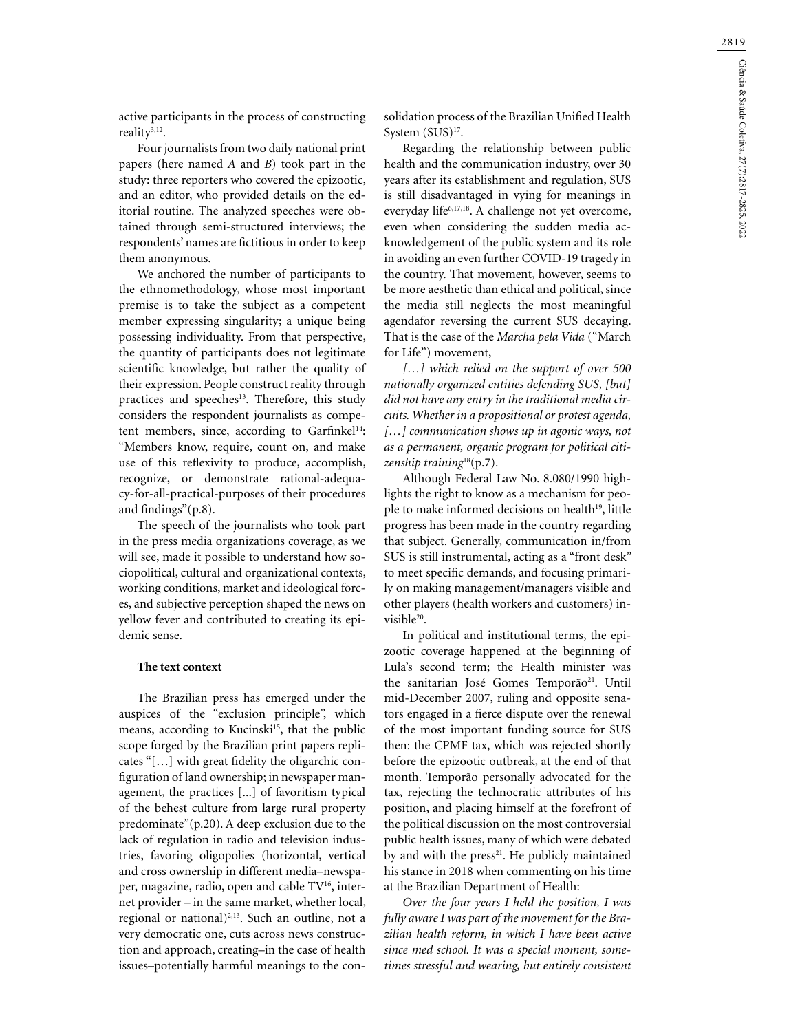active participants in the process of constructing reality[3,12].

Four journalists from two daily national print papers (here named *A* and *B*) took part in the study: three reporters who covered the epizootic, and an editor, who provided details on the editorial routine. The analyzed speeches were obtained through semi-structured interviews; the respondents' names are fictitious in order to keep them anonymous.

We anchored the number of participants to the ethnomethodology, whose most important premise is to take the subject as a competent member expressing singularity; a unique being possessing individuality. From that perspective, the quantity of participants does not legitimate scientific knowledge, but rather the quality of their expression. People construct reality through practices and speeches[13]. Therefore, this study considers the respondent journalists as competent members, since, according to Garfinkel[14]: "Members know, require, count on, and make use of this reflexivity to produce, accomplish, recognize, or demonstrate rational-adequacy-for-all-practical-purposes of their procedures and findings"(p.8).

The speech of the journalists who took part in the press media organizations coverage, as we will see, made it possible to understand how sociopolitical, cultural and organizational contexts, working conditions, market and ideological forces, and subjective perception shaped the news on yellow fever and contributed to creating its epidemic sense.

### The text context

The Brazilian press has emerged under the auspices of the "exclusion principle", which means, according to Kucinski[15], that the public scope forged by the Brazilian print papers replicates "[…] with great fidelity the oligarchic configuration of land ownership; in newspaper management, the practices [...] of favoritism typical of the behest culture from large rural property predominate"(p.20). A deep exclusion due to the lack of regulation in radio and television industries, favoring oligopolies (horizontal, vertical and cross ownership in different media–newspaper, magazine, radio, open and cable TV[16], internet provider – in the same market, whether local, regional or national)[2,13]. Such an outline, not a very democratic one, cuts across news construction and approach, creating–in the case of health issues–potentially harmful meanings to the consolidation process of the Brazilian Unified Health System (SUS)[17].

Regarding the relationship between public health and the communication industry, over 30 years after its establishment and regulation, SUS is still disadvantaged in vying for meanings in everyday life[6,17,18]. A challenge not yet overcome, even when considering the sudden media acknowledgement of the public system and its role in avoiding an even further COVID-19 tragedy in the country. That movement, however, seems to be more aesthetic than ethical and political, since the media still neglects the most meaningful agendafor reversing the current SUS decaying. That is the case of the *Marcha pela Vida* ("March for Life") movement,

*[…] which relied on the support of over 500 nationally organized entities defending SUS, [but] did not have any entry in the traditional media circuits. Whether in a propositional or protest agenda, […] communication shows up in agonic ways, not as a permanent, organic program for political citizenship training*[18](p.7).

Although Federal Law No. 8.080/1990 highlights the right to know as a mechanism for people to make informed decisions on health[19], little progress has been made in the country regarding that subject. Generally, communication in/from SUS is still instrumental, acting as a "front desk" to meet specific demands, and focusing primarily on making management/managers visible and other players (health workers and customers) invisible[20].

In political and institutional terms, the epizootic coverage happened at the beginning of Lula's second term; the Health minister was the sanitarian José Gomes Temporão[21]. Until mid-December 2007, ruling and opposite senators engaged in a fierce dispute over the renewal of the most important funding source for SUS then: the CPMF tax, which was rejected shortly before the epizootic outbreak, at the end of that month. Temporão personally advocated for the tax, rejecting the technocratic attributes of his position, and placing himself at the forefront of the political discussion on the most controversial public health issues, many of which were debated by and with the press[21]. He publicly maintained his stance in 2018 when commenting on his time at the Brazilian Department of Health:

*Over the four years I held the position, I was fully aware I was part of the movement for the Brazilian health reform, in which I have been active since med school. It was a special moment, sometimes stressful and wearing, but entirely consistent*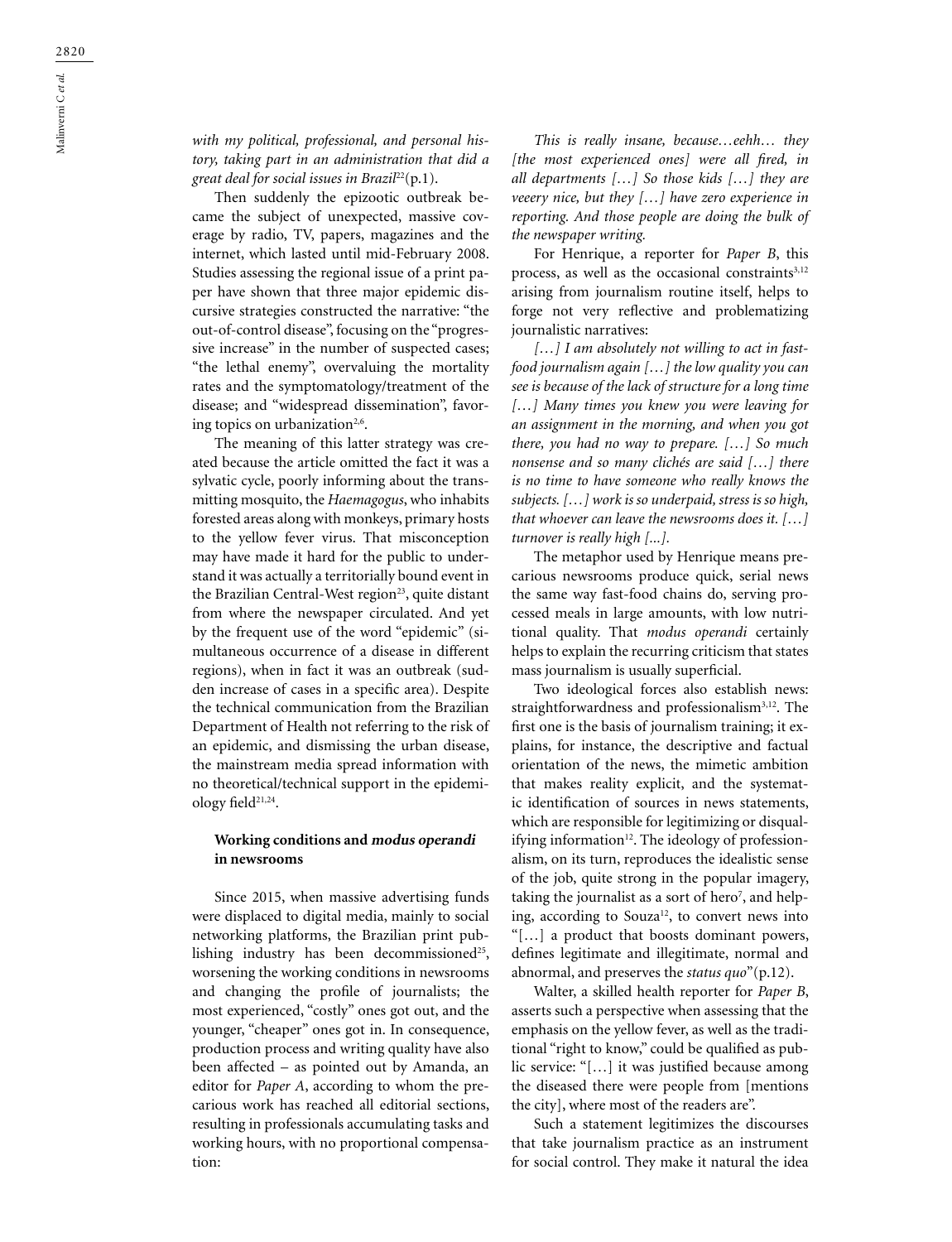*with my political, professional, and personal history, taking part in an administration that did a great deal for social issues in Brazil*[22](p.1).

Then suddenly the epizootic outbreak became the subject of unexpected, massive coverage by radio, TV, papers, magazines and the internet, which lasted until mid-February 2008. Studies assessing the regional issue of a print paper have shown that three major epidemic discursive strategies constructed the narrative: "the out-of-control disease", focusing on the "progressive increase" in the number of suspected cases; "the lethal enemy", overvaluing the mortality rates and the symptomatology/treatment of the disease; and "widespread dissemination", favoring topics on urbanization[2,6].

The meaning of this latter strategy was created because the article omitted the fact it was a sylvatic cycle, poorly informing about the transmitting mosquito, the *Haemagogus*, who inhabits forested areas along with monkeys, primary hosts to the yellow fever virus. That misconception may have made it hard for the public to understand it was actually a territorially bound event in the Brazilian Central-West region[23], quite distant from where the newspaper circulated. And yet by the frequent use of the word "epidemic" (simultaneous occurrence of a disease in different regions), when in fact it was an outbreak (sudden increase of cases in a specific area). Despite the technical communication from the Brazilian Department of Health not referring to the risk of an epidemic, and dismissing the urban disease, the mainstream media spread information with no theoretical/technical support in the epidemiology field[21,24].

## Working conditions and *modus operandi* in newsrooms

Since 2015, when massive advertising funds were displaced to digital media, mainly to social networking platforms, the Brazilian print publishing industry has been decommissioned[25], worsening the working conditions in newsrooms and changing the profile of journalists; the most experienced, "costly" ones got out, and the younger, "cheaper" ones got in. In consequence, production process and writing quality have also been affected – as pointed out by Amanda, an editor for *Paper A*, according to whom the precarious work has reached all editorial sections, resulting in professionals accumulating tasks and working hours, with no proportional compensation:

*This is really insane, because…eehh… they [the most experienced ones] were all fired, in all departments […] So those kids […] they are veeery nice, but they […] have zero experience in reporting. And those people are doing the bulk of the newspaper writing.*

For Henrique, a reporter for *Paper B*, this process, as well as the occasional constraints[3,12] arising from journalism routine itself, helps to forge not very reflective and problematizing journalistic narratives:

*[…] I am absolutely not willing to act in fast-food journalism again […] the low quality you can see is because of the lack of structure for a long time […] Many times you knew you were leaving for an assignment in the morning, and when you got there, you had no way to prepare. […] So much nonsense and so many clichés are said […] there is no time to have someone who really knows the subjects. […] work is so underpaid, stress is so high, that whoever can leave the newsrooms does it. […] turnover is really high [...].*

The metaphor used by Henrique means precarious newsrooms produce quick, serial news the same way fast-food chains do, serving processed meals in large amounts, with low nutritional quality. That *modus operandi* certainly helps to explain the recurring criticism that states mass journalism is usually superficial.

Two ideological forces also establish news: straightforwardness and professionalism[3,12]. The first one is the basis of journalism training; it explains, for instance, the descriptive and factual orientation of the news, the mimetic ambition that makes reality explicit, and the systematic identification of sources in news statements, which are responsible for legitimizing or disqualifying information[12]. The ideology of professionalism, on its turn, reproduces the idealistic sense of the job, quite strong in the popular imagery, taking the journalist as a sort of hero[7], and helping, according to Souza[12], to convert news into "[…] a product that boosts dominant powers, defines legitimate and illegitimate, normal and abnormal, and preserves the *status quo*"(p.12).

Walter, a skilled health reporter for *Paper B*, asserts such a perspective when assessing that the emphasis on the yellow fever, as well as the traditional "right to know," could be qualified as public service: "[…] it was justified because among the diseased there were people from [mentions the city], where most of the readers are".

Such a statement legitimizes the discourses that take journalism practice as an instrument for social control. They make it natural the idea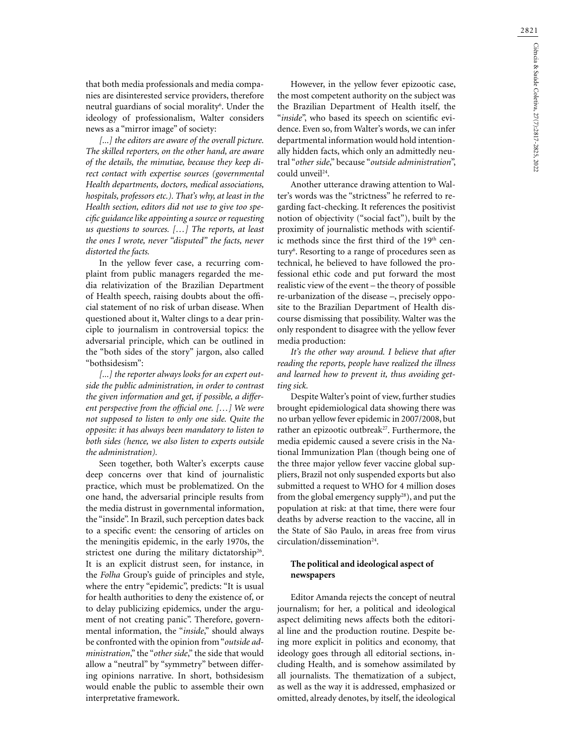that both media professionals and media companies are disinterested service providers, therefore neutral guardians of social morality[6]. Under the ideology of professionalism, Walter considers news as a "mirror image" of society:

*[...] the editors are aware of the overall picture. The skilled reporters, on the other hand, are aware of the details, the minutiae, because they keep direct contact with expertise sources (governmental Health departments, doctors, medical associations, hospitals, professors etc.). That's why, at least in the Health section, editors did not use to give too specific guidance like appointing a source or requesting us questions to sources. […] The reports, at least the ones I wrote, never "disputed" the facts, never distorted the facts.*

In the yellow fever case, a recurring complaint from public managers regarded the media relativization of the Brazilian Department of Health speech, raising doubts about the official statement of no risk of urban disease. When questioned about it, Walter clings to a dear principle to journalism in controversial topics: the adversarial principle, which can be outlined in the "both sides of the story" jargon, also called "bothsidesism":

*[...] the reporter always looks for an expert outside the public administration, in order to contrast the given information and get, if possible, a different perspective from the official one. […] We were not supposed to listen to only one side. Quite the opposite: it has always been mandatory to listen to both sides (hence, we also listen to experts outside the administration).*

Seen together, both Walter's excerpts cause deep concerns over that kind of journalistic practice, which must be problematized. On the one hand, the adversarial principle results from the media distrust in governmental information, the "inside". In Brazil, such perception dates back to a specific event: the censoring of articles on the meningitis epidemic, in the early 1970s, the strictest one during the military dictatorship[26]. It is an explicit distrust seen, for instance, in the *Folha* Group's guide of principles and style, where the entry "epidemic", predicts: "It is usual for health authorities to deny the existence of, or to delay publicizing epidemics, under the argument of not creating panic". Therefore, governmental information, the "*inside*," should always be confronted with the opinion from "*outside administration*," the "*other side*," the side that would allow a "neutral" by "symmetry" between differing opinions narrative. In short, bothsidesism would enable the public to assemble their own interpretative framework.

However, in the yellow fever epizootic case, the most competent authority on the subject was the Brazilian Department of Health itself, the "*inside*", who based its speech on scientific evidence. Even so, from Walter's words, we can infer departmental information would hold intentionally hidden facts, which only an admittedly neutral "*other side*," because "*outside administration*", could unveil[24].

Another utterance drawing attention to Walter's words was the "strictness" he referred to regarding fact-checking. It references the positivist notion of objectivity ("social fact"), built by the proximity of journalistic methods with scientific methods since the first third of the 19th century[6]. Resorting to a range of procedures seen as technical, he believed to have followed the professional ethic code and put forward the most realistic view of the event – the theory of possible re-urbanization of the disease –, precisely opposite to the Brazilian Department of Health discourse dismissing that possibility. Walter was the only respondent to disagree with the yellow fever media production:

*It's the other way around. I believe that after reading the reports, people have realized the illness and learned how to prevent it, thus avoiding getting sick.*

Despite Walter's point of view, further studies brought epidemiological data showing there was no urban yellow fever epidemic in 2007/2008, but rather an epizootic outbreak[27]. Furthermore, the media epidemic caused a severe crisis in the National Immunization Plan (though being one of the three major yellow fever vaccine global suppliers, Brazil not only suspended exports but also submitted a request to WHO for 4 million doses from the global emergency supply[28]), and put the population at risk: at that time, there were four deaths by adverse reaction to the vaccine, all in the State of São Paulo, in areas free from virus circulation/dissemination[24].

## The political and ideological aspect of newspapers

Editor Amanda rejects the concept of neutral journalism; for her, a political and ideological aspect delimiting news affects both the editorial line and the production routine. Despite being more explicit in politics and economy, that ideology goes through all editorial sections, including Health, and is somehow assimilated by all journalists. The thematization of a subject, as well as the way it is addressed, emphasized or omitted, already denotes, by itself, the ideological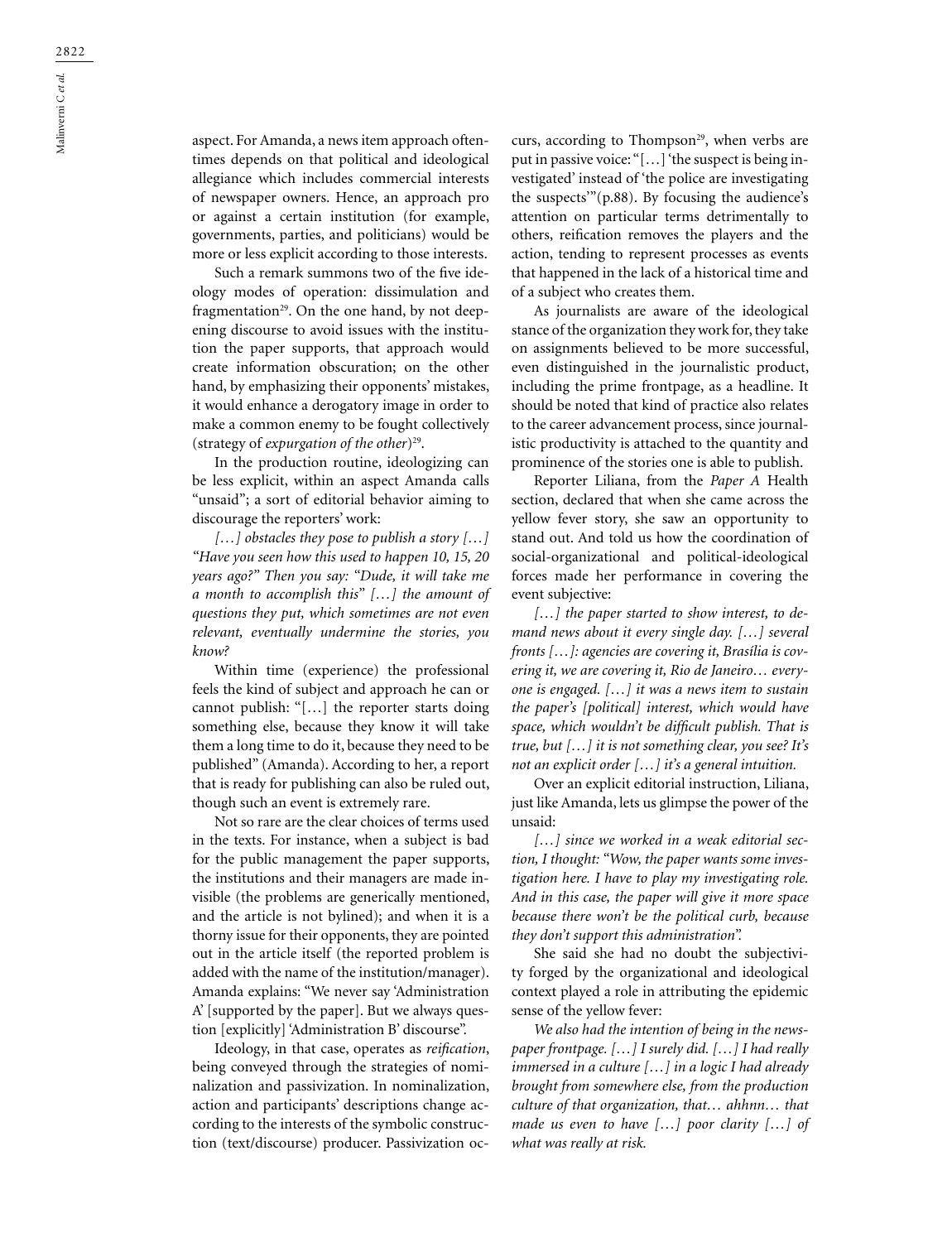aspect. For Amanda, a news item approach oftentimes depends on that political and ideological allegiance which includes commercial interests of newspaper owners. Hence, an approach pro or against a certain institution (for example, governments, parties, and politicians) would be more or less explicit according to those interests.

Such a remark summons two of the five ideology modes of operation: dissimulation and fragmentation[29]. On the one hand, by not deepening discourse to avoid issues with the institution the paper supports, that approach would create information obscuration; on the other hand, by emphasizing their opponents' mistakes, it would enhance a derogatory image in order to make a common enemy to be fought collectively (strategy of *expurgation of the other*)[29].

In the production routine, ideologizing can be less explicit, within an aspect Amanda calls "unsaid"; a sort of editorial behavior aiming to discourage the reporters' work:

*[…] obstacles they pose to publish a story […] "Have you seen how this used to happen 10, 15, 20 years ago?" Then you say: "Dude, it will take me a month to accomplish this" […] the amount of questions they put, which sometimes are not even relevant, eventually undermine the stories, you know?*

Within time (experience) the professional feels the kind of subject and approach he can or cannot publish: "[…] the reporter starts doing something else, because they know it will take them a long time to do it, because they need to be published" (Amanda). According to her, a report that is ready for publishing can also be ruled out, though such an event is extremely rare.

Not so rare are the clear choices of terms used in the texts. For instance, when a subject is bad for the public management the paper supports, the institutions and their managers are made invisible (the problems are generically mentioned, and the article is not bylined); and when it is a thorny issue for their opponents, they are pointed out in the article itself (the reported problem is added with the name of the institution/manager). Amanda explains: "We never say 'Administration A' [supported by the paper]. But we always question [explicitly] 'Administration B' discourse".

Ideology, in that case, operates as *reification*, being conveyed through the strategies of nominalization and passivization. In nominalization, action and participants' descriptions change according to the interests of the symbolic construction (text/discourse) producer. Passivization occurs, according to Thompson[29], when verbs are put in passive voice: "[…] 'the suspect is being investigated' instead of 'the police are investigating the suspects'"(p.88). By focusing the audience's attention on particular terms detrimentally to others, reification removes the players and the action, tending to represent processes as events that happened in the lack of a historical time and of a subject who creates them.

As journalists are aware of the ideological stance of the organization they work for, they take on assignments believed to be more successful, even distinguished in the journalistic product, including the prime frontpage, as a headline. It should be noted that kind of practice also relates to the career advancement process, since journalistic productivity is attached to the quantity and prominence of the stories one is able to publish.

Reporter Liliana, from the *Paper A* Health section, declared that when she came across the yellow fever story, she saw an opportunity to stand out. And told us how the coordination of social-organizational and political-ideological forces made her performance in covering the event subjective:

*[…] the paper started to show interest, to demand news about it every single day. […] several fronts […]: agencies are covering it, Brasília is covering it, we are covering it, Rio de Janeiro… everyone is engaged. […] it was a news item to sustain the paper's [political] interest, which would have space, which wouldn't be difficult publish. That is true, but […] it is not something clear, you see? It's not an explicit order […] it's a general intuition.*

Over an explicit editorial instruction, Liliana, just like Amanda, lets us glimpse the power of the unsaid:

*[…] since we worked in a weak editorial section, I thought: "Wow, the paper wants some investigation here. I have to play my investigating role. And in this case, the paper will give it more space because there won't be the political curb, because they don't support this administration".*

She said she had no doubt the subjectivity forged by the organizational and ideological context played a role in attributing the epidemic sense of the yellow fever:

*We also had the intention of being in the newspaper frontpage. […] I surely did. […] I had really immersed in a culture […] in a logic I had already brought from somewhere else, from the production culture of that organization, that… ahhnn… that made us even to have […] poor clarity […] of what was really at risk.*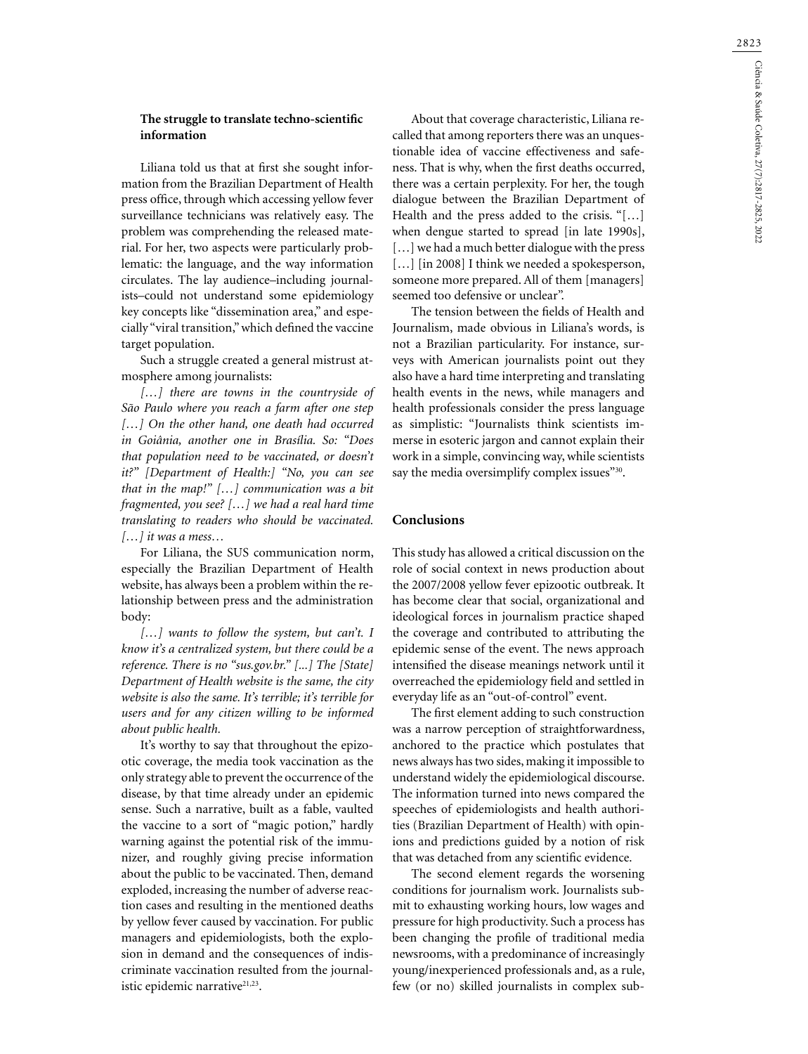### The struggle to translate techno-scientific information

Liliana told us that at first she sought information from the Brazilian Department of Health press office, through which accessing yellow fever surveillance technicians was relatively easy. The problem was comprehending the released material. For her, two aspects were particularly problematic: the language, and the way information circulates. The lay audience–including journalists–could not understand some epidemiology key concepts like "dissemination area," and especially "viral transition," which defined the vaccine target population.

Such a struggle created a general mistrust atmosphere among journalists:

*[…] there are towns in the countryside of São Paulo where you reach a farm after one step […] On the other hand, one death had occurred in Goiânia, another one in Brasília. So: "Does that population need to be vaccinated, or doesn't it?" [Department of Health:] "No, you can see that in the map!" […] communication was a bit fragmented, you see? […] we had a real hard time translating to readers who should be vaccinated. […] it was a mess…*

For Liliana, the SUS communication norm, especially the Brazilian Department of Health website, has always been a problem within the relationship between press and the administration body:

*[…] wants to follow the system, but can't. I know it's a centralized system, but there could be a reference. There is no "sus.gov.br." [...] The [State] Department of Health website is the same, the city website is also the same. It's terrible; it's terrible for users and for any citizen willing to be informed about public health.*

It's worthy to say that throughout the epizootic coverage, the media took vaccination as the only strategy able to prevent the occurrence of the disease, by that time already under an epidemic sense. Such a narrative, built as a fable, vaulted the vaccine to a sort of "magic potion," hardly warning against the potential risk of the immunizer, and roughly giving precise information about the public to be vaccinated. Then, demand exploded, increasing the number of adverse reaction cases and resulting in the mentioned deaths by yellow fever caused by vaccination. For public managers and epidemiologists, both the explosion in demand and the consequences of indiscriminate vaccination resulted from the journalistic epidemic narrative[21,23].

About that coverage characteristic, Liliana recalled that among reporters there was an unquestionable idea of vaccine effectiveness and safeness. That is why, when the first deaths occurred, there was a certain perplexity. For her, the tough dialogue between the Brazilian Department of Health and the press added to the crisis. "[…] when dengue started to spread [in late 1990s], […] we had a much better dialogue with the press […] [in 2008] I think we needed a spokesperson, someone more prepared. All of them [managers] seemed too defensive or unclear".

The tension between the fields of Health and Journalism, made obvious in Liliana's words, is not a Brazilian particularity. For instance, surveys with American journalists point out they also have a hard time interpreting and translating health events in the news, while managers and health professionals consider the press language as simplistic: "Journalists think scientists immerse in esoteric jargon and cannot explain their work in a simple, convincing way, while scientists say the media oversimplify complex issues"[30].

## Conclusions

This study has allowed a critical discussion on the role of social context in news production about the 2007/2008 yellow fever epizootic outbreak. It has become clear that social, organizational and ideological forces in journalism practice shaped the coverage and contributed to attributing the epidemic sense of the event. The news approach intensified the disease meanings network until it overreached the epidemiology field and settled in everyday life as an "out-of-control" event.

The first element adding to such construction was a narrow perception of straightforwardness, anchored to the practice which postulates that news always has two sides, making it impossible to understand widely the epidemiological discourse. The information turned into news compared the speeches of epidemiologists and health authorities (Brazilian Department of Health) with opinions and predictions guided by a notion of risk that was detached from any scientific evidence.

The second element regards the worsening conditions for journalism work. Journalists submit to exhausting working hours, low wages and pressure for high productivity. Such a process has been changing the profile of traditional media newsrooms, with a predominance of increasingly young/inexperienced professionals and, as a rule, few (or no) skilled journalists in complex sub-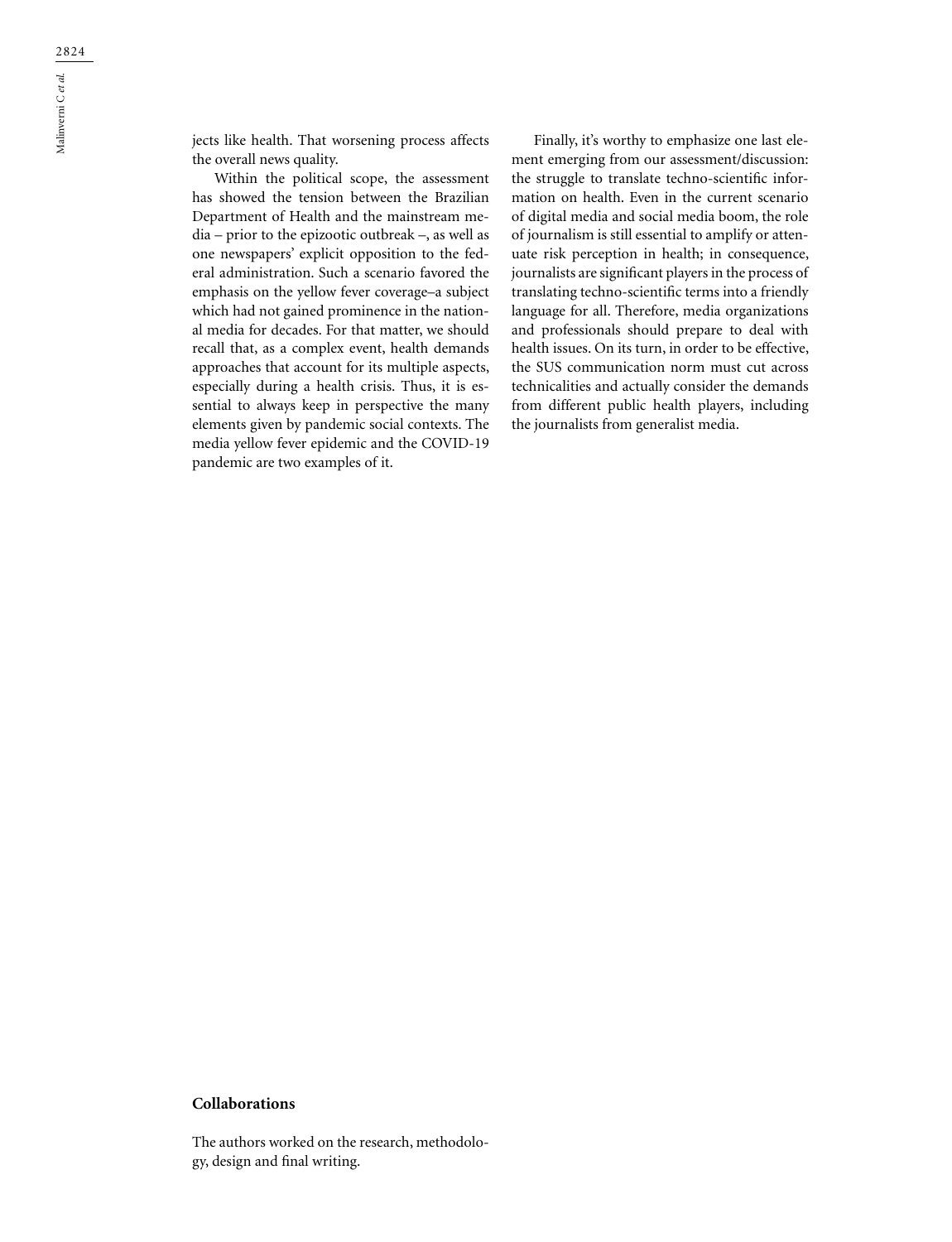jects like health. That worsening process affects the overall news quality.

Within the political scope, the assessment has showed the tension between the Brazilian Department of Health and the mainstream media – prior to the epizootic outbreak –, as well as one newspapers' explicit opposition to the federal administration. Such a scenario favored the emphasis on the yellow fever coverage–a subject which had not gained prominence in the national media for decades. For that matter, we should recall that, as a complex event, health demands approaches that account for its multiple aspects, especially during a health crisis. Thus, it is essential to always keep in perspective the many elements given by pandemic social contexts. The media yellow fever epidemic and the COVID-19 pandemic are two examples of it.

Finally, it's worthy to emphasize one last element emerging from our assessment/discussion: the struggle to translate techno-scientific information on health. Even in the current scenario of digital media and social media boom, the role of journalism is still essential to amplify or attenuate risk perception in health; in consequence, journalists are significant players in the process of translating techno-scientific terms into a friendly language for all. Therefore, media organizations and professionals should prepare to deal with health issues. On its turn, in order to be effective, the SUS communication norm must cut across technicalities and actually consider the demands from different public health players, including the journalists from generalist media.

## Collaborations

The authors worked on the research, methodology, design and final writing.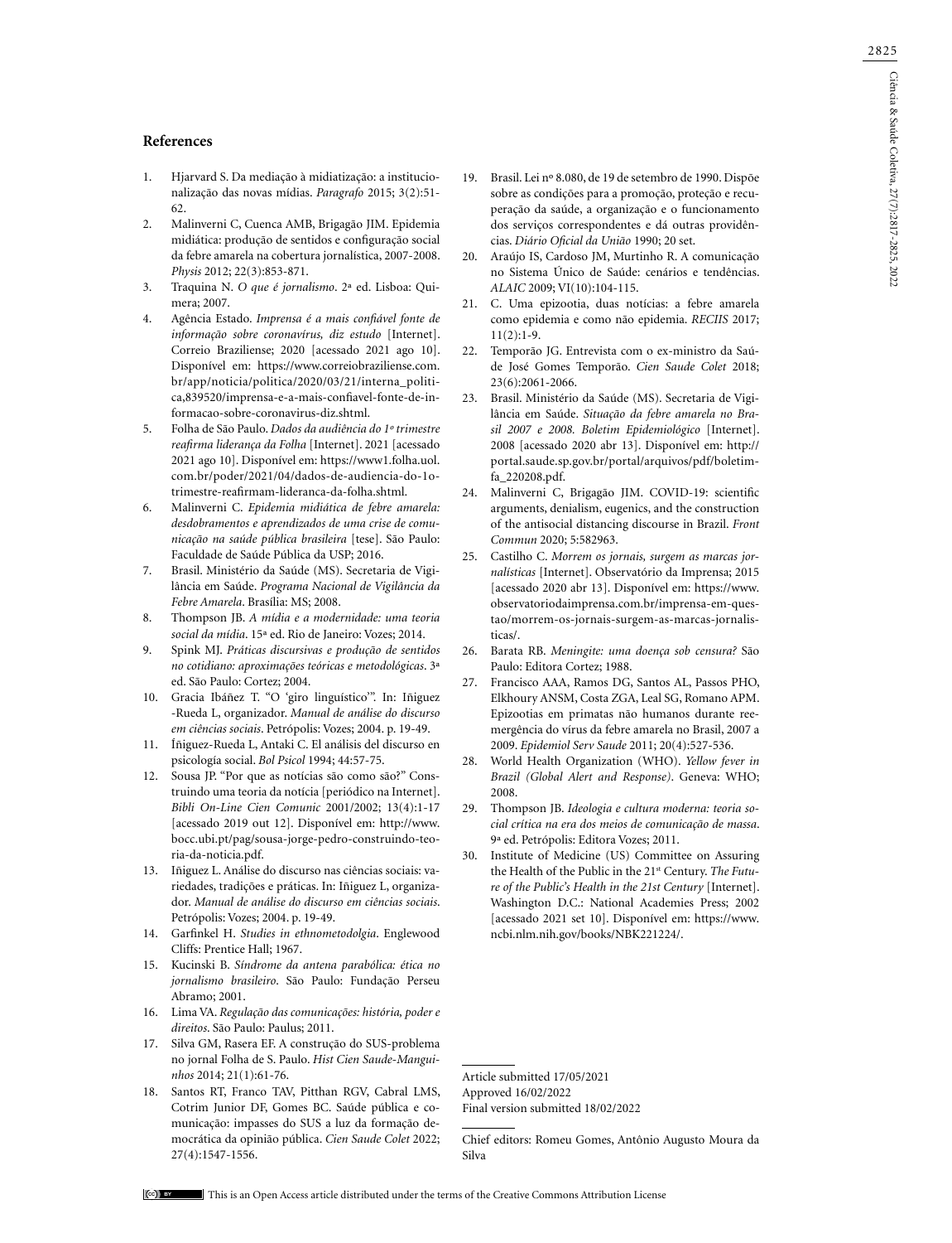## References

1. Hjarvard S. Da mediação à midiatização: a institucionalização das novas mídias. *Paragrafo* 2015; 3(2):51-62.
2. Malinverni C, Cuenca AMB, Brigagão JIM. Epidemia midiática: produção de sentidos e configuração social da febre amarela na cobertura jornalística, 2007-2008. *Physis* 2012; 22(3):853-871.
3. Traquina N. *O que é jornalismo*. 2ª ed. Lisboa: Quimera; 2007.
4. Agência Estado. *Imprensa é a mais confiável fonte de informação sobre coronavírus, diz estudo* [Internet]. Correio Braziliense; 2020 [acessado 2021 ago 10]. Disponível em: https://www.correiobraziliense.com.br/app/noticia/politica/2020/03/21/interna_politica,839520/imprensa-e-a-mais-confiavel-fonte-de-informacao-sobre-coronavirus-diz.shtml.
5. Folha de São Paulo. *Dados da audiência do 1º trimestre reafirma liderança da Folha* [Internet]. 2021 [acessado 2021 ago 10]. Disponível em: https://www1.folha.uol.com.br/poder/2021/04/dados-de-audiencia-do-1o-trimestre-reafirmam-lideranca-da-folha.shtml.
6. Malinverni C. *Epidemia midiática de febre amarela: desdobramentos e aprendizados de uma crise de comunicação na saúde pública brasileira* [tese]. São Paulo: Faculdade de Saúde Pública da USP; 2016.
7. Brasil. Ministério da Saúde (MS). Secretaria de Vigilância em Saúde. *Programa Nacional de Vigilância da Febre Amarela*. Brasília: MS; 2008.
8. Thompson JB. *A mídia e a modernidade: uma teoria social da mídia*. 15ª ed. Rio de Janeiro: Vozes; 2014.
9. Spink MJ. *Práticas discursivas e produção de sentidos no cotidiano: aproximações teóricas e metodológicas*. 3ª ed. São Paulo: Cortez; 2004.
10. Gracia Ibáñez T. "O 'giro linguístico'". In: Iñiguez -Rueda L, organizador. *Manual de análise do discurso em ciências sociais*. Petrópolis: Vozes; 2004. p. 19-49.
11. Íñiguez-Rueda L, Antaki C. El análisis del discurso en psicología social. *Bol Psicol* 1994; 44:57-75.
12. Sousa JP. "Por que as notícias são como são?" Construindo uma teoria da notícia [periódico na Internet]. *Bibli On-Line Cien Comunic* 2001/2002; 13(4):1-17 [acessado 2019 out 12]. Disponível em: http://www.bocc.ubi.pt/pag/sousa-jorge-pedro-construindo-teoria-da-noticia.pdf.
13. Iñiguez L. Análise do discurso nas ciências sociais: variedades, tradições e práticas. In: Iñiguez L, organizador. *Manual de análise do discurso em ciências sociais*. Petrópolis: Vozes; 2004. p. 19-49.
14. Garfinkel H. *Studies in ethnometodolgia*. Englewood Cliffs: Prentice Hall; 1967.
15. Kucinski B. *Síndrome da antena parabólica: ética no jornalismo brasileiro*. São Paulo: Fundação Perseu Abramo; 2001.
16. Lima VA. *Regulação das comunicações: história, poder e direitos*. São Paulo: Paulus; 2011.
17. Silva GM, Rasera EF. A construção do SUS-problema no jornal Folha de S. Paulo. *Hist Cien Saude-Manguinhos* 2014; 21(1):61-76.
18. Santos RT, Franco TAV, Pitthan RGV, Cabral LMS, Cotrim Junior DF, Gomes BC. Saúde pública e comunicação: impasses do SUS a luz da formação democrática da opinião pública. *Cien Saude Colet* 2022; 27(4):1547-1556.
19. Brasil. Lei nº 8.080, de 19 de setembro de 1990. Dispõe sobre as condições para a promoção, proteção e recuperação da saúde, a organização e o funcionamento dos serviços correspondentes e dá outras providências. *Diário Oficial da União* 1990; 20 set.
20. Araújo IS, Cardoso JM, Murtinho R. A comunicação no Sistema Único de Saúde: cenários e tendências. *ALAIC* 2009; VI(10):104-115.
21. C. Uma epizootia, duas notícias: a febre amarela como epidemia e como não epidemia. *RECIIS* 2017; 11(2):1-9.
22. Temporão JG. Entrevista com o ex-ministro da Saúde José Gomes Temporão. *Cien Saude Colet* 2018; 23(6):2061-2066.
23. Brasil. Ministério da Saúde (MS). Secretaria de Vigilância em Saúde. *Situação da febre amarela no Brasil 2007 e 2008. Boletim Epidemiológico* [Internet]. 2008 [acessado 2020 abr 13]. Disponível em: http://portal.saude.sp.gov.br/portal/arquivos/pdf/boletim-fa_220208.pdf.
24. Malinverni C, Brigagão JIM. COVID-19: scientific arguments, denialism, eugenics, and the construction of the antisocial distancing discourse in Brazil. *Front Commun* 2020; 5:582963.
25. Castilho C. *Morrem os jornais, surgem as marcas jornalísticas* [Internet]. Observatório da Imprensa; 2015 [acessado 2020 abr 13]. Disponível em: https://www.observatoriodaimprensa.com.br/imprensa-em-questao/morrem-os-jornais-surgem-as-marcas-jornalisticas/.
26. Barata RB. *Meningite: uma doença sob censura?* São Paulo: Editora Cortez; 1988.
27. Francisco AAA, Ramos DG, Santos AL, Passos PHO, Elkhoury ANSM, Costa ZGA, Leal SG, Romano APM. Epizootias em primatas não humanos durante reemergência do vírus da febre amarela no Brasil, 2007 a 2009. *Epidemiol Serv Saude* 2011; 20(4):527-536.
28. World Health Organization (WHO). *Yellow fever in Brazil (Global Alert and Response)*. Geneva: WHO; 2008.
29. Thompson JB. *Ideologia e cultura moderna: teoria social crítica na era dos meios de comunicação de massa*. 9ª ed. Petrópolis: Editora Vozes; 2011.
30. Institute of Medicine (US) Committee on Assuring the Health of the Public in the 21st Century. *The Future of the Public's Health in the 21st Century* [Internet]. Washington D.C.: National Academies Press; 2002 [acessado 2021 set 10]. Disponível em: https://www.ncbi.nlm.nih.gov/books/NBK221224/.

Article submitted 17/05/2021
Approved 16/02/2022
Final version submitted 18/02/2022

Chief editors: Romeu Gomes, Antônio Augusto Moura da Silva

This is an Open Access article distributed under the terms of the Creative Commons Attribution License